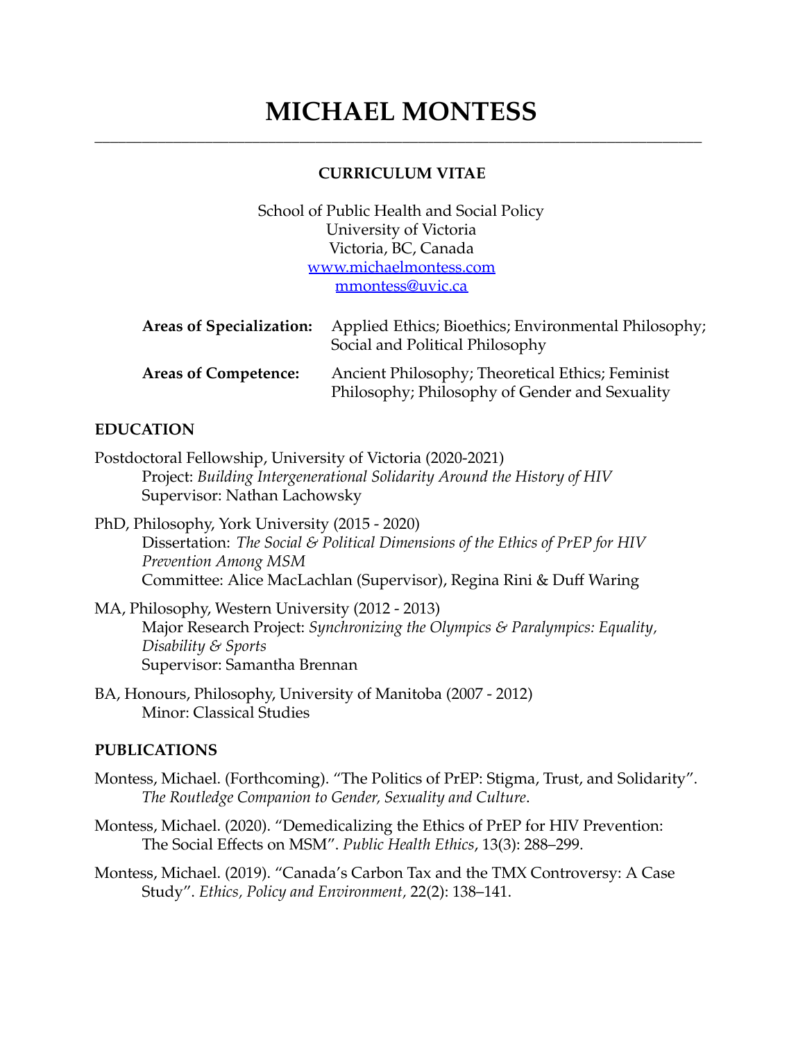# MICHAEL MONTESS

---

**CURRICULUM VITAE**

School of Public Health and Social Policy
University of Victoria
Victoria, BC, Canada
[www.michaelmontess.com](http://www.michaelmontess.com)
[mmontess@uvic.ca](mailto:mmontess@uvic.ca)

| | |
|---|---|
| **Areas of Specialization:** | Applied Ethics; Bioethics; Environmental Philosophy; Social and Political Philosophy |
| **Areas of Competence:** | Ancient Philosophy; Theoretical Ethics; Feminist Philosophy; Philosophy of Gender and Sexuality |

## EDUCATION

Postdoctoral Fellowship, University of Victoria (2020-2021)
 Project: *Building Intergenerational Solidarity Around the History of HIV*
 Supervisor: Nathan Lachowsky

PhD, Philosophy, York University (2015 - 2020)
 Dissertation: *The Social & Political Dimensions of the Ethics of PrEP for HIV Prevention Among MSM*
 Committee: Alice MacLachlan (Supervisor), Regina Rini & Duff Waring

MA, Philosophy, Western University (2012 - 2013)
 Major Research Project: *Synchronizing the Olympics & Paralympics: Equality, Disability & Sports*
 Supervisor: Samantha Brennan

BA, Honours, Philosophy, University of Manitoba (2007 - 2012)
 Minor: Classical Studies

## PUBLICATIONS

Montess, Michael. (Forthcoming). "The Politics of PrEP: Stigma, Trust, and Solidarity". *The Routledge Companion to Gender, Sexuality and Culture*.

Montess, Michael. (2020). "Demedicalizing the Ethics of PrEP for HIV Prevention: The Social Effects on MSM". *Public Health Ethics*, 13(3): 288–299.

Montess, Michael. (2019). "Canada's Carbon Tax and the TMX Controversy: A Case Study". *Ethics, Policy and Environment,* 22(2): 138–141.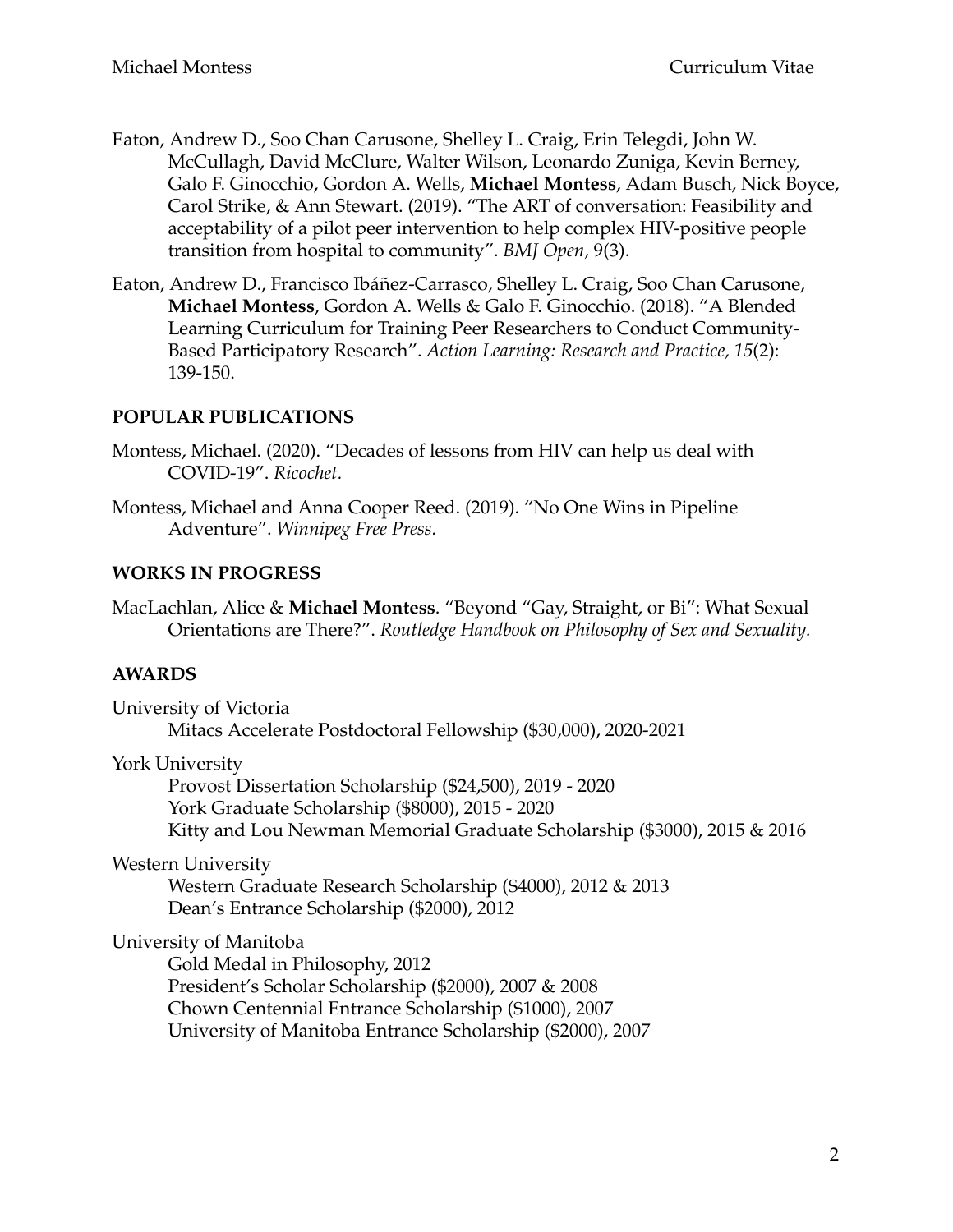Eaton, Andrew D., Soo Chan Carusone, Shelley L. Craig, Erin Telegdi, John W. McCullagh, David McClure, Walter Wilson, Leonardo Zuniga, Kevin Berney, Galo F. Ginocchio, Gordon A. Wells, **Michael Montess**, Adam Busch, Nick Boyce, Carol Strike, & Ann Stewart. (2019). "The ART of conversation: Feasibility and acceptability of a pilot peer intervention to help complex HIV-positive people transition from hospital to community". *BMJ Open*, *9*(3).

Eaton, Andrew D., Francisco Ibáñez-Carrasco, Shelley L. Craig, Soo Chan Carusone, **Michael Montess**, Gordon A. Wells & Galo F. Ginocchio. (2018). "A Blended Learning Curriculum for Training Peer Researchers to Conduct Community-Based Participatory Research". *Action Learning: Research and Practice*, *15*(2): 139-150.

## POPULAR PUBLICATIONS

Montess, Michael. (2020). "Decades of lessons from HIV can help us deal with COVID-19". *Ricochet.*

Montess, Michael and Anna Cooper Reed. (2019). "No One Wins in Pipeline Adventure". *Winnipeg Free Press.*

## WORKS IN PROGRESS

MacLachlan, Alice & **Michael Montess**. "Beyond "Gay, Straight, or Bi": What Sexual Orientations are There?". *Routledge Handbook on Philosophy of Sex and Sexuality.*

## AWARDS

University of Victoria
- Mitacs Accelerate Postdoctoral Fellowship ($30,000), 2020-2021

York University
- Provost Dissertation Scholarship ($24,500), 2019 - 2020
- York Graduate Scholarship ($8000), 2015 - 2020
- Kitty and Lou Newman Memorial Graduate Scholarship ($3000), 2015 & 2016

Western University
- Western Graduate Research Scholarship ($4000), 2012 & 2013
- Dean's Entrance Scholarship ($2000), 2012

University of Manitoba
- Gold Medal in Philosophy, 2012
- President's Scholar Scholarship ($2000), 2007 & 2008
- Chown Centennial Entrance Scholarship ($1000), 2007
- University of Manitoba Entrance Scholarship ($2000), 2007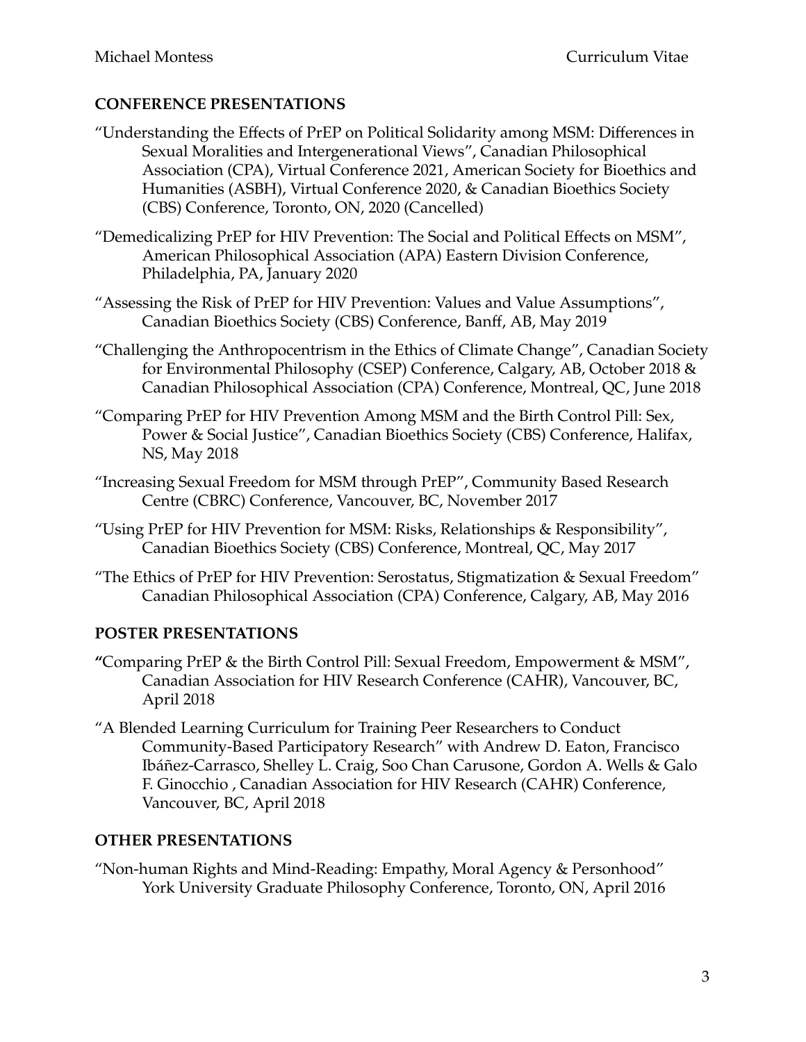## CONFERENCE PRESENTATIONS

"Understanding the Effects of PrEP on Political Solidarity among MSM: Differences in Sexual Moralities and Intergenerational Views", Canadian Philosophical Association (CPA), Virtual Conference 2021, American Society for Bioethics and Humanities (ASBH), Virtual Conference 2020, & Canadian Bioethics Society (CBS) Conference, Toronto, ON, 2020 (Cancelled)

"Demedicalizing PrEP for HIV Prevention: The Social and Political Effects on MSM", American Philosophical Association (APA) Eastern Division Conference, Philadelphia, PA, January 2020

"Assessing the Risk of PrEP for HIV Prevention: Values and Value Assumptions", Canadian Bioethics Society (CBS) Conference, Banff, AB, May 2019

"Challenging the Anthropocentrism in the Ethics of Climate Change", Canadian Society for Environmental Philosophy (CSEP) Conference, Calgary, AB, October 2018 & Canadian Philosophical Association (CPA) Conference, Montreal, QC, June 2018

"Comparing PrEP for HIV Prevention Among MSM and the Birth Control Pill: Sex, Power & Social Justice", Canadian Bioethics Society (CBS) Conference, Halifax, NS, May 2018

"Increasing Sexual Freedom for MSM through PrEP", Community Based Research Centre (CBRC) Conference, Vancouver, BC, November 2017

"Using PrEP for HIV Prevention for MSM: Risks, Relationships & Responsibility", Canadian Bioethics Society (CBS) Conference, Montreal, QC, May 2017

"The Ethics of PrEP for HIV Prevention: Serostatus, Stigmatization & Sexual Freedom" Canadian Philosophical Association (CPA) Conference, Calgary, AB, May 2016

## POSTER PRESENTATIONS

"Comparing PrEP & the Birth Control Pill: Sexual Freedom, Empowerment & MSM", Canadian Association for HIV Research Conference (CAHR), Vancouver, BC, April 2018

"A Blended Learning Curriculum for Training Peer Researchers to Conduct Community-Based Participatory Research" with Andrew D. Eaton, Francisco Ibáñez-Carrasco, Shelley L. Craig, Soo Chan Carusone, Gordon A. Wells & Galo F. Ginocchio , Canadian Association for HIV Research (CAHR) Conference, Vancouver, BC, April 2018

## OTHER PRESENTATIONS

"Non-human Rights and Mind-Reading: Empathy, Moral Agency & Personhood" York University Graduate Philosophy Conference, Toronto, ON, April 2016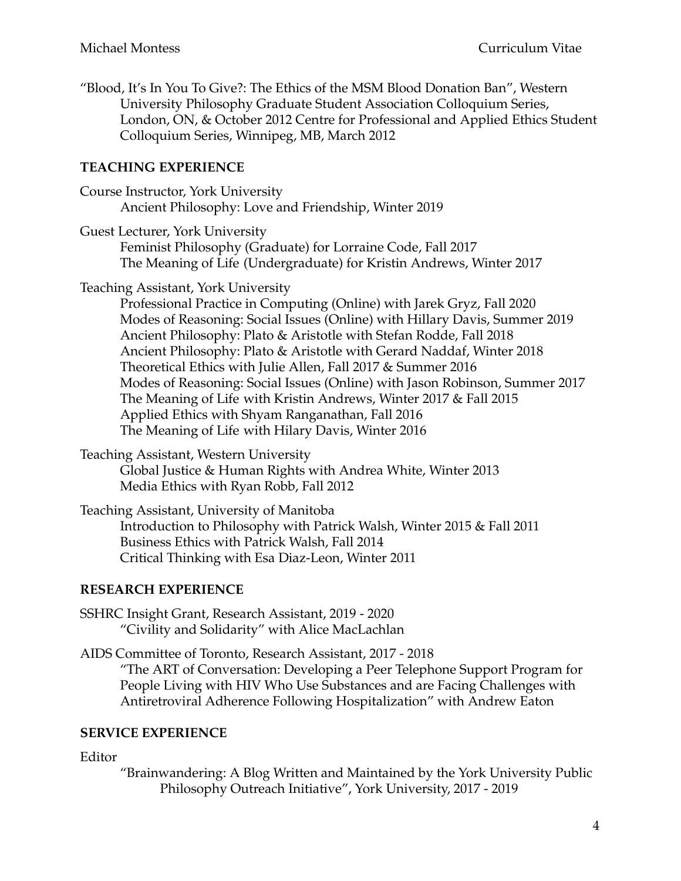"Blood, It's In You To Give?: The Ethics of the MSM Blood Donation Ban", Western University Philosophy Graduate Student Association Colloquium Series, London, ON, & October 2012 Centre for Professional and Applied Ethics Student Colloquium Series, Winnipeg, MB, March 2012

## TEACHING EXPERIENCE

Course Instructor, York University
- Ancient Philosophy: Love and Friendship, Winter 2019

Guest Lecturer, York University
- Feminist Philosophy (Graduate) for Lorraine Code, Fall 2017
- The Meaning of Life (Undergraduate) for Kristin Andrews, Winter 2017

Teaching Assistant, York University
- Professional Practice in Computing (Online) with Jarek Gryz, Fall 2020
- Modes of Reasoning: Social Issues (Online) with Hillary Davis, Summer 2019
- Ancient Philosophy: Plato & Aristotle with Stefan Rodde, Fall 2018
- Ancient Philosophy: Plato & Aristotle with Gerard Naddaf, Winter 2018
- Theoretical Ethics with Julie Allen, Fall 2017 & Summer 2016
- Modes of Reasoning: Social Issues (Online) with Jason Robinson, Summer 2017
- The Meaning of Life with Kristin Andrews, Winter 2017 & Fall 2015
- Applied Ethics with Shyam Ranganathan, Fall 2016
- The Meaning of Life with Hilary Davis, Winter 2016

Teaching Assistant, Western University
- Global Justice & Human Rights with Andrea White, Winter 2013
- Media Ethics with Ryan Robb, Fall 2012

Teaching Assistant, University of Manitoba
- Introduction to Philosophy with Patrick Walsh, Winter 2015 & Fall 2011
- Business Ethics with Patrick Walsh, Fall 2014
- Critical Thinking with Esa Diaz-Leon, Winter 2011

## RESEARCH EXPERIENCE

SSHRC Insight Grant, Research Assistant, 2019 - 2020
- "Civility and Solidarity" with Alice MacLachlan

AIDS Committee of Toronto, Research Assistant, 2017 - 2018
- "The ART of Conversation: Developing a Peer Telephone Support Program for People Living with HIV Who Use Substances and are Facing Challenges with Antiretroviral Adherence Following Hospitalization" with Andrew Eaton

## SERVICE EXPERIENCE

Editor
- "Brainwandering: A Blog Written and Maintained by the York University Public Philosophy Outreach Initiative", York University, 2017 - 2019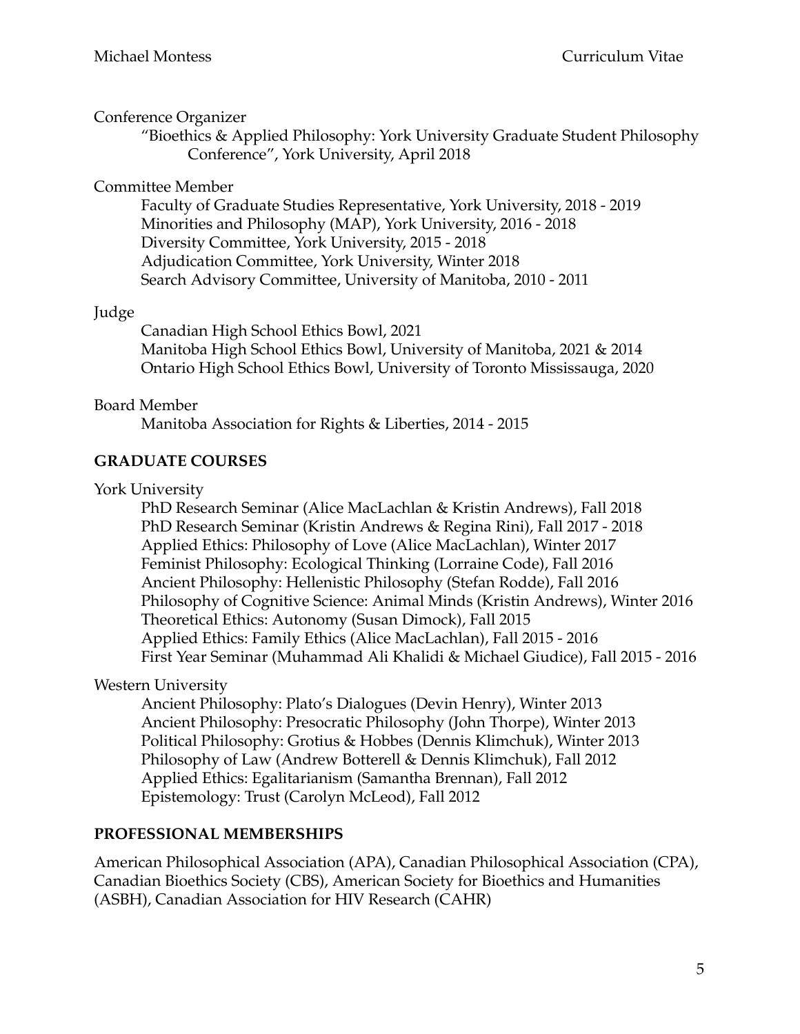Conference Organizer

"Bioethics & Applied Philosophy: York University Graduate Student Philosophy Conference", York University, April 2018

Committee Member

Faculty of Graduate Studies Representative, York University, 2018 - 2019
Minorities and Philosophy (MAP), York University, 2016 - 2018
Diversity Committee, York University, 2015 - 2018
Adjudication Committee, York University, Winter 2018
Search Advisory Committee, University of Manitoba, 2010 - 2011

Judge

Canadian High School Ethics Bowl, 2021
Manitoba High School Ethics Bowl, University of Manitoba, 2021 & 2014
Ontario High School Ethics Bowl, University of Toronto Mississauga, 2020

Board Member

Manitoba Association for Rights & Liberties, 2014 - 2015

## GRADUATE COURSES

York University

PhD Research Seminar (Alice MacLachlan & Kristin Andrews), Fall 2018
PhD Research Seminar (Kristin Andrews & Regina Rini), Fall 2017 - 2018
Applied Ethics: Philosophy of Love (Alice MacLachlan), Winter 2017
Feminist Philosophy: Ecological Thinking (Lorraine Code), Fall 2016
Ancient Philosophy: Hellenistic Philosophy (Stefan Rodde), Fall 2016
Philosophy of Cognitive Science: Animal Minds (Kristin Andrews), Winter 2016
Theoretical Ethics: Autonomy (Susan Dimock), Fall 2015
Applied Ethics: Family Ethics (Alice MacLachlan), Fall 2015 - 2016
First Year Seminar (Muhammad Ali Khalidi & Michael Giudice), Fall 2015 - 2016

Western University

Ancient Philosophy: Plato's Dialogues (Devin Henry), Winter 2013
Ancient Philosophy: Presocratic Philosophy (John Thorpe), Winter 2013
Political Philosophy: Grotius & Hobbes (Dennis Klimchuk), Winter 2013
Philosophy of Law (Andrew Botterell & Dennis Klimchuk), Fall 2012
Applied Ethics: Egalitarianism (Samantha Brennan), Fall 2012
Epistemology: Trust (Carolyn McLeod), Fall 2012

## PROFESSIONAL MEMBERSHIPS

American Philosophical Association (APA), Canadian Philosophical Association (CPA), Canadian Bioethics Society (CBS), American Society for Bioethics and Humanities (ASBH), Canadian Association for HIV Research (CAHR)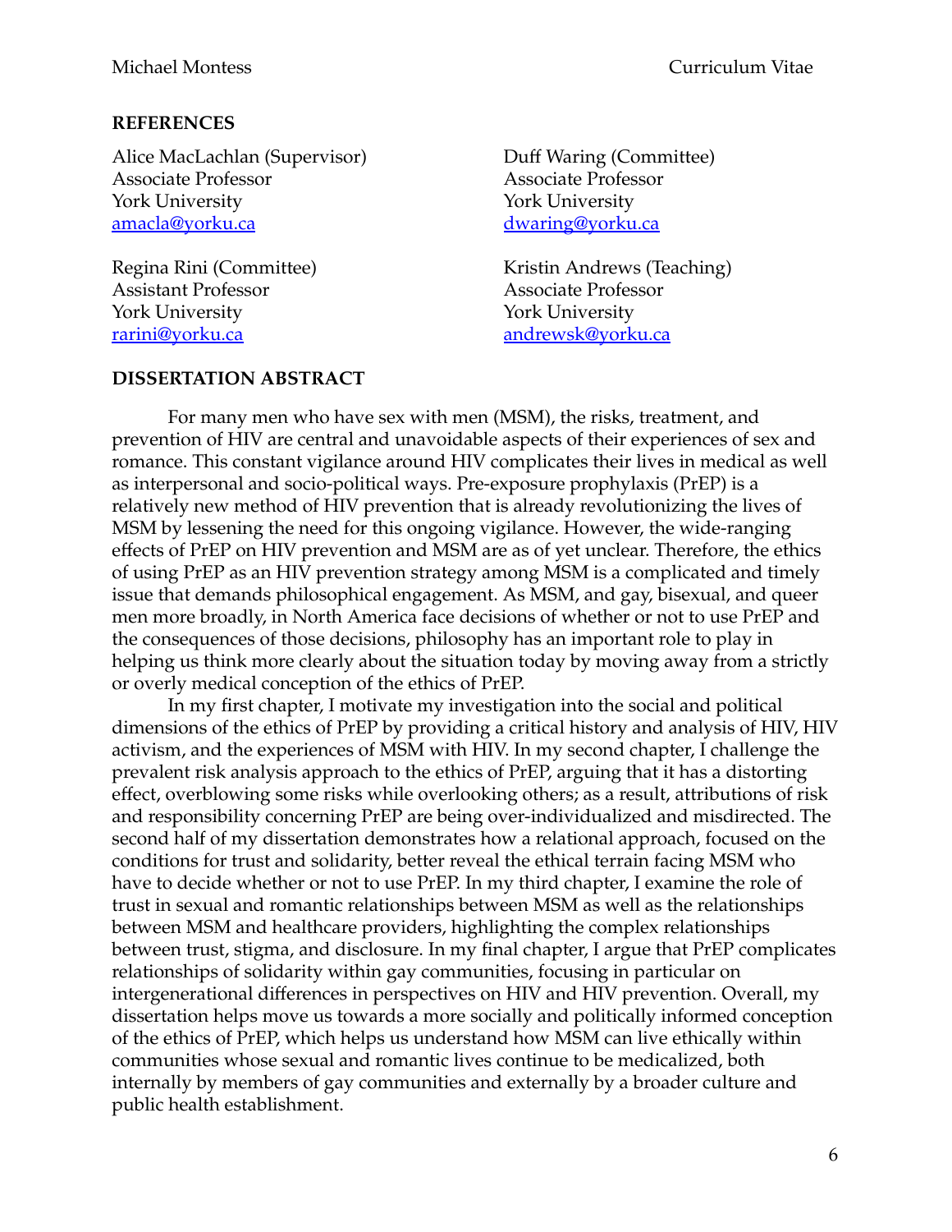## REFERENCES

Alice MacLachlan (Supervisor)
Associate Professor
York University
amacla@yorku.ca

Duff Waring (Committee)
Associate Professor
York University
dwaring@yorku.ca

Regina Rini (Committee)
Assistant Professor
York University
rarini@yorku.ca

Kristin Andrews (Teaching)
Associate Professor
York University
andrewsk@yorku.ca

## DISSERTATION ABSTRACT

For many men who have sex with men (MSM), the risks, treatment, and prevention of HIV are central and unavoidable aspects of their experiences of sex and romance. This constant vigilance around HIV complicates their lives in medical as well as interpersonal and socio-political ways. Pre-exposure prophylaxis (PrEP) is a relatively new method of HIV prevention that is already revolutionizing the lives of MSM by lessening the need for this ongoing vigilance. However, the wide-ranging effects of PrEP on HIV prevention and MSM are as of yet unclear. Therefore, the ethics of using PrEP as an HIV prevention strategy among MSM is a complicated and timely issue that demands philosophical engagement. As MSM, and gay, bisexual, and queer men more broadly, in North America face decisions of whether or not to use PrEP and the consequences of those decisions, philosophy has an important role to play in helping us think more clearly about the situation today by moving away from a strictly or overly medical conception of the ethics of PrEP.

In my first chapter, I motivate my investigation into the social and political dimensions of the ethics of PrEP by providing a critical history and analysis of HIV, HIV activism, and the experiences of MSM with HIV. In my second chapter, I challenge the prevalent risk analysis approach to the ethics of PrEP, arguing that it has a distorting effect, overblowing some risks while overlooking others; as a result, attributions of risk and responsibility concerning PrEP are being over-individualized and misdirected. The second half of my dissertation demonstrates how a relational approach, focused on the conditions for trust and solidarity, better reveal the ethical terrain facing MSM who have to decide whether or not to use PrEP. In my third chapter, I examine the role of trust in sexual and romantic relationships between MSM as well as the relationships between MSM and healthcare providers, highlighting the complex relationships between trust, stigma, and disclosure. In my final chapter, I argue that PrEP complicates relationships of solidarity within gay communities, focusing in particular on intergenerational differences in perspectives on HIV and HIV prevention. Overall, my dissertation helps move us towards a more socially and politically informed conception of the ethics of PrEP, which helps us understand how MSM can live ethically within communities whose sexual and romantic lives continue to be medicalized, both internally by members of gay communities and externally by a broader culture and public health establishment.